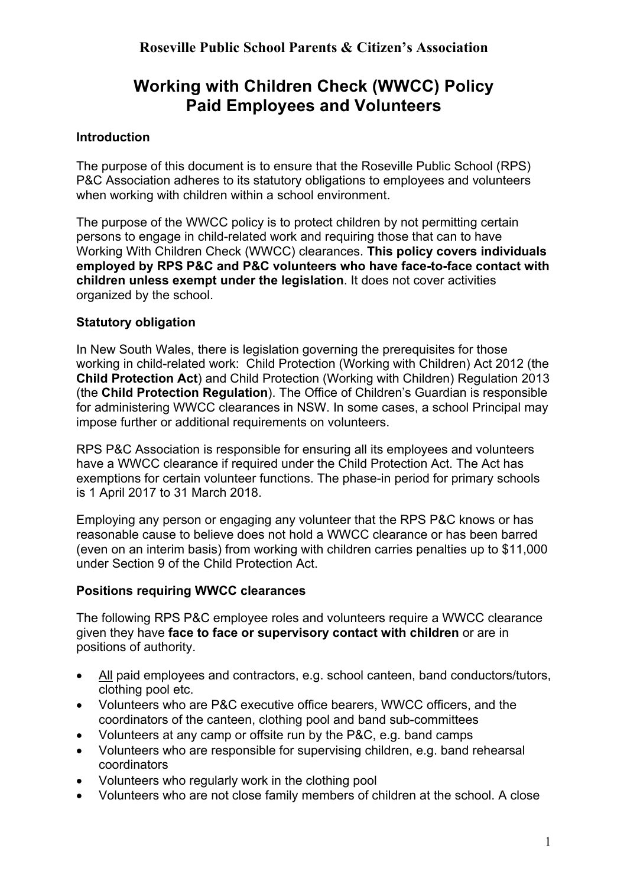# Roseville Public School Parents & Citizen's Association

## Working with Children Check (WWCC) Policy
## Paid Employees and Volunteers

### Introduction

The purpose of this document is to ensure that the Roseville Public School (RPS) P&C Association adheres to its statutory obligations to employees and volunteers when working with children within a school environment.

The purpose of the WWCC policy is to protect children by not permitting certain persons to engage in child-related work and requiring those that can to have Working With Children Check (WWCC) clearances. **This policy covers individuals employed by RPS P&C and P&C volunteers who have face-to-face contact with children unless exempt under the legislation**. It does not cover activities organized by the school.

### Statutory obligation

In New South Wales, there is legislation governing the prerequisites for those working in child-related work: Child Protection (Working with Children) Act 2012 (the **Child Protection Act**) and Child Protection (Working with Children) Regulation 2013 (the **Child Protection Regulation**). The Office of Children's Guardian is responsible for administering WWCC clearances in NSW. In some cases, a school Principal may impose further or additional requirements on volunteers.

RPS P&C Association is responsible for ensuring all its employees and volunteers have a WWCC clearance if required under the Child Protection Act. The Act has exemptions for certain volunteer functions. The phase-in period for primary schools is 1 April 2017 to 31 March 2018.

Employing any person or engaging any volunteer that the RPS P&C knows or has reasonable cause to believe does not hold a WWCC clearance or has been barred (even on an interim basis) from working with children carries penalties up to $11,000 under Section 9 of the Child Protection Act.

### Positions requiring WWCC clearances

The following RPS P&C employee roles and volunteers require a WWCC clearance given they have **face to face or supervisory contact with children** or are in positions of authority.

- All paid employees and contractors, e.g. school canteen, band conductors/tutors, clothing pool etc.
- Volunteers who are P&C executive office bearers, WWCC officers, and the coordinators of the canteen, clothing pool and band sub-committees
- Volunteers at any camp or offsite run by the P&C, e.g. band camps
- Volunteers who are responsible for supervising children, e.g. band rehearsal coordinators
- Volunteers who regularly work in the clothing pool
- Volunteers who are not close family members of children at the school. A close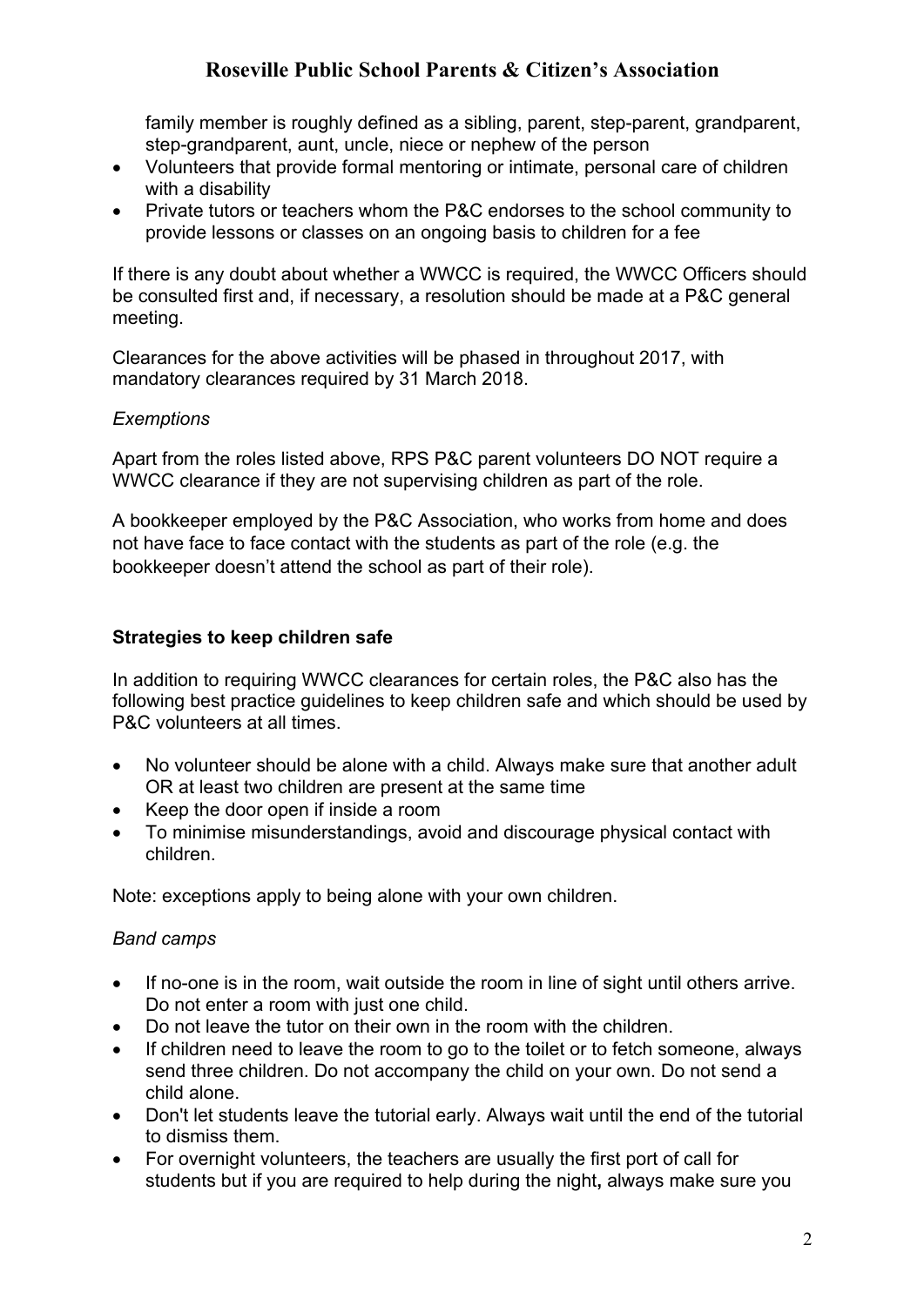family member is roughly defined as a sibling, parent, step-parent, grandparent, step-grandparent, aunt, uncle, niece or nephew of the person

- Volunteers that provide formal mentoring or intimate, personal care of children with a disability
- Private tutors or teachers whom the P&C endorses to the school community to provide lessons or classes on an ongoing basis to children for a fee

If there is any doubt about whether a WWCC is required, the WWCC Officers should be consulted first and, if necessary, a resolution should be made at a P&C general meeting.

Clearances for the above activities will be phased in throughout 2017, with mandatory clearances required by 31 March 2018.

*Exemptions*

Apart from the roles listed above, RPS P&C parent volunteers DO NOT require a WWCC clearance if they are not supervising children as part of the role.

A bookkeeper employed by the P&C Association, who works from home and does not have face to face contact with the students as part of the role (e.g. the bookkeeper doesn't attend the school as part of their role).

**Strategies to keep children safe**

In addition to requiring WWCC clearances for certain roles, the P&C also has the following best practice guidelines to keep children safe and which should be used by P&C volunteers at all times.

- No volunteer should be alone with a child. Always make sure that another adult OR at least two children are present at the same time
- Keep the door open if inside a room
- To minimise misunderstandings, avoid and discourage physical contact with children.

Note: exceptions apply to being alone with your own children.

*Band camps*

- If no-one is in the room, wait outside the room in line of sight until others arrive. Do not enter a room with just one child.
- Do not leave the tutor on their own in the room with the children.
- If children need to leave the room to go to the toilet or to fetch someone, always send three children. Do not accompany the child on your own. Do not send a child alone.
- Don't let students leave the tutorial early. Always wait until the end of the tutorial to dismiss them.
- For overnight volunteers, the teachers are usually the first port of call for students but if you are required to help during the night**,** always make sure you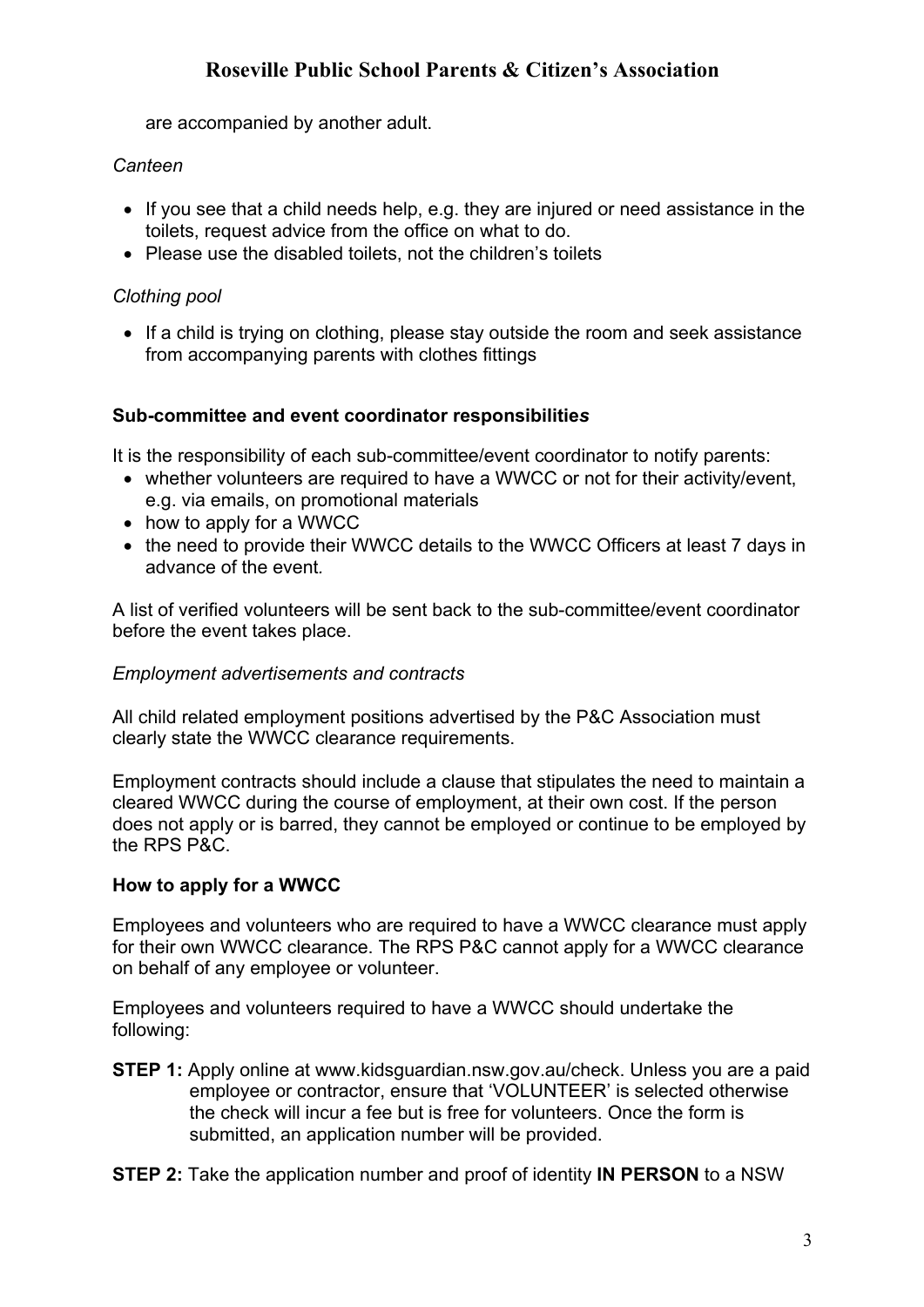are accompanied by another adult.

*Canteen*

- If you see that a child needs help, e.g. they are injured or need assistance in the toilets, request advice from the office on what to do.
- Please use the disabled toilets, not the children's toilets

*Clothing pool*

- If a child is trying on clothing, please stay outside the room and seek assistance from accompanying parents with clothes fittings

**Sub-committee and event coordinator responsibilities**

It is the responsibility of each sub-committee/event coordinator to notify parents:

- whether volunteers are required to have a WWCC or not for their activity/event, e.g. via emails, on promotional materials
- how to apply for a WWCC
- the need to provide their WWCC details to the WWCC Officers at least 7 days in advance of the event.

A list of verified volunteers will be sent back to the sub-committee/event coordinator before the event takes place.

*Employment advertisements and contracts*

All child related employment positions advertised by the P&C Association must clearly state the WWCC clearance requirements.

Employment contracts should include a clause that stipulates the need to maintain a cleared WWCC during the course of employment, at their own cost. If the person does not apply or is barred, they cannot be employed or continue to be employed by the RPS P&C.

**How to apply for a WWCC**

Employees and volunteers who are required to have a WWCC clearance must apply for their own WWCC clearance. The RPS P&C cannot apply for a WWCC clearance on behalf of any employee or volunteer.

Employees and volunteers required to have a WWCC should undertake the following:

**STEP 1:** Apply online at www.kidsguardian.nsw.gov.au/check. Unless you are a paid employee or contractor, ensure that 'VOLUNTEER' is selected otherwise the check will incur a fee but is free for volunteers. Once the form is submitted, an application number will be provided.

**STEP 2:** Take the application number and proof of identity **IN PERSON** to a NSW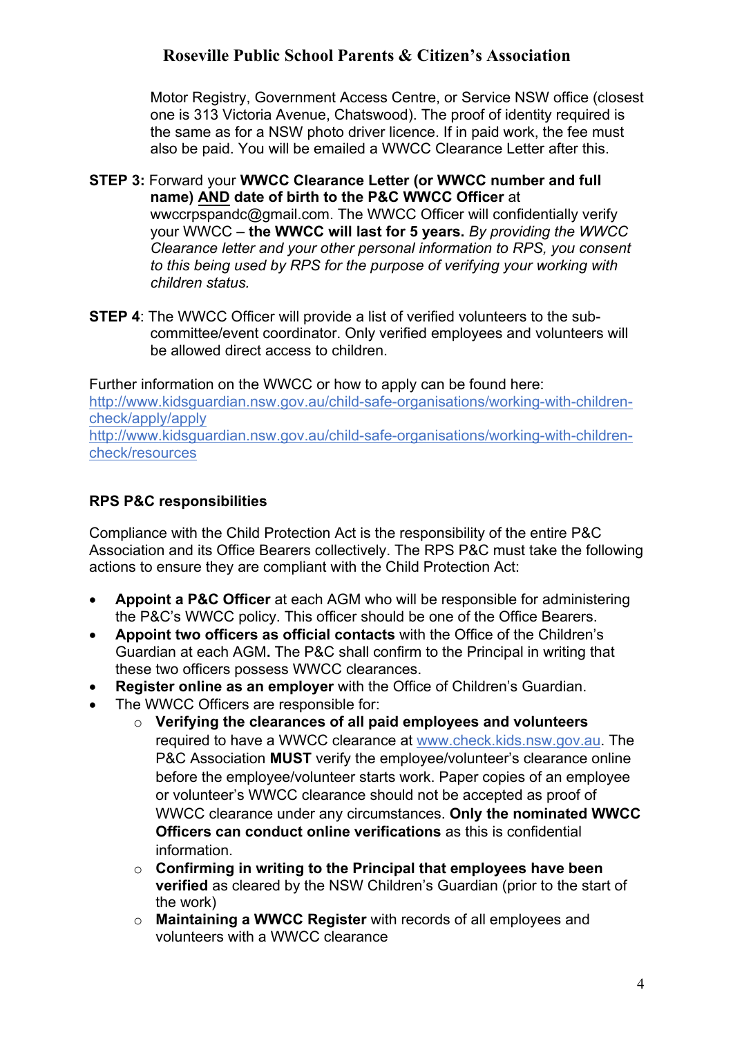Motor Registry, Government Access Centre, or Service NSW office (closest one is 313 Victoria Avenue, Chatswood). The proof of identity required is the same as for a NSW photo driver licence. If in paid work, the fee must also be paid. You will be emailed a WWCC Clearance Letter after this.

**STEP 3:** Forward your **WWCC Clearance Letter (or WWCC number and full name) AND date of birth to the P&C WWCC Officer** at wwccrpspandc@gmail.com. The WWCC Officer will confidentially verify your WWCC – **the WWCC will last for 5 years.** *By providing the WWCC Clearance letter and your other personal information to RPS, you consent to this being used by RPS for the purpose of verifying your working with children status.*

**STEP 4**: The WWCC Officer will provide a list of verified volunteers to the sub-committee/event coordinator. Only verified employees and volunteers will be allowed direct access to children.

Further information on the WWCC or how to apply can be found here:
http://www.kidsguardian.nsw.gov.au/child-safe-organisations/working-with-children-check/apply/apply
http://www.kidsguardian.nsw.gov.au/child-safe-organisations/working-with-children-check/resources

**RPS P&C responsibilities**

Compliance with the Child Protection Act is the responsibility of the entire P&C Association and its Office Bearers collectively. The RPS P&C must take the following actions to ensure they are compliant with the Child Protection Act:

- **Appoint a P&C Officer** at each AGM who will be responsible for administering the P&C's WWCC policy. This officer should be one of the Office Bearers.
- **Appoint two officers as official contacts** with the Office of the Children's Guardian at each AGM**.** The P&C shall confirm to the Principal in writing that these two officers possess WWCC clearances.
- **Register online as an employer** with the Office of Children's Guardian.
- The WWCC Officers are responsible for:
    - **Verifying the clearances of all paid employees and volunteers** required to have a WWCC clearance at www.check.kids.nsw.gov.au. The P&C Association **MUST** verify the employee/volunteer's clearance online before the employee/volunteer starts work. Paper copies of an employee or volunteer's WWCC clearance should not be accepted as proof of WWCC clearance under any circumstances. **Only the nominated WWCC Officers can conduct online verifications** as this is confidential information.
    - **Confirming in writing to the Principal that employees have been verified** as cleared by the NSW Children's Guardian (prior to the start of the work)
    - **Maintaining a WWCC Register** with records of all employees and volunteers with a WWCC clearance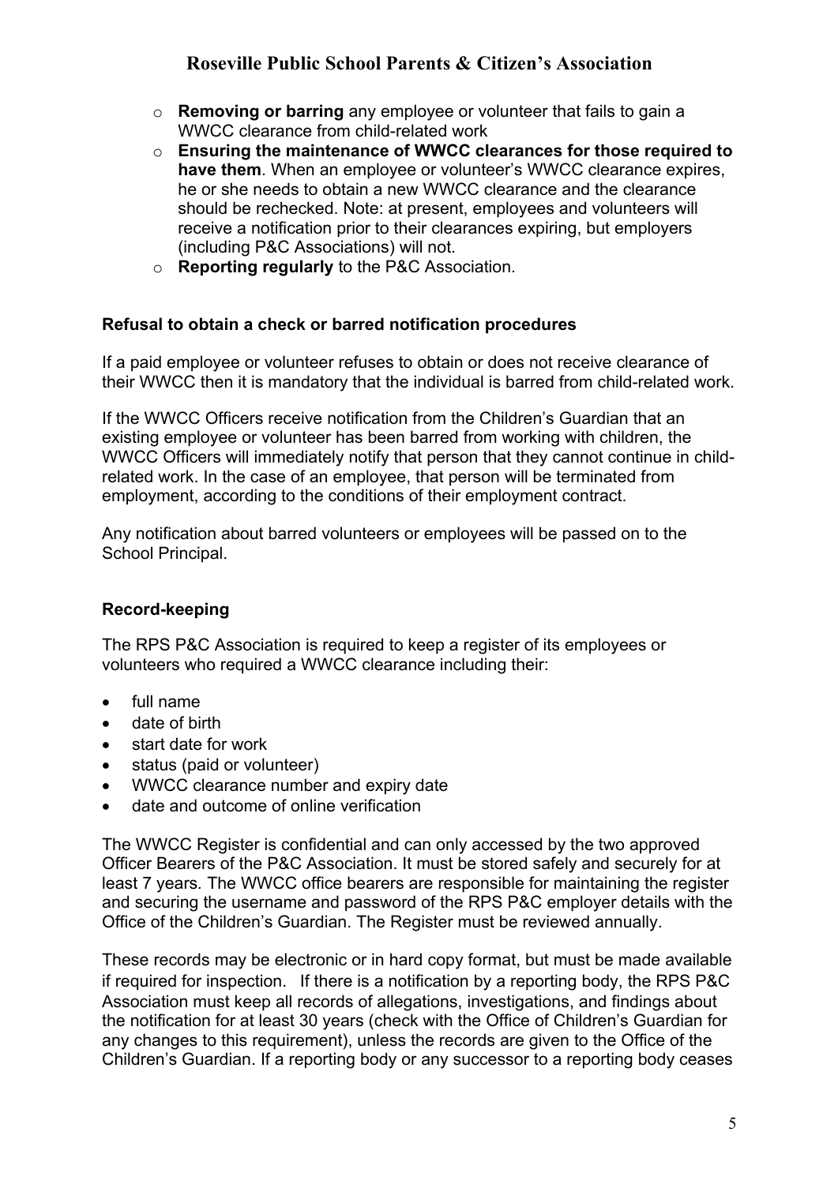- **Removing or barring** any employee or volunteer that fails to gain a WWCC clearance from child-related work
- **Ensuring the maintenance of WWCC clearances for those required to have them**. When an employee or volunteer's WWCC clearance expires, he or she needs to obtain a new WWCC clearance and the clearance should be rechecked. Note: at present, employees and volunteers will receive a notification prior to their clearances expiring, but employers (including P&C Associations) will not.
- **Reporting regularly** to the P&C Association.

**Refusal to obtain a check or barred notification procedures**

If a paid employee or volunteer refuses to obtain or does not receive clearance of their WWCC then it is mandatory that the individual is barred from child-related work.

If the WWCC Officers receive notification from the Children's Guardian that an existing employee or volunteer has been barred from working with children, the WWCC Officers will immediately notify that person that they cannot continue in child-related work. In the case of an employee, that person will be terminated from employment, according to the conditions of their employment contract.

Any notification about barred volunteers or employees will be passed on to the School Principal.

**Record-keeping**

The RPS P&C Association is required to keep a register of its employees or volunteers who required a WWCC clearance including their:

- full name
- date of birth
- start date for work
- status (paid or volunteer)
- WWCC clearance number and expiry date
- date and outcome of online verification

The WWCC Register is confidential and can only accessed by the two approved Officer Bearers of the P&C Association. It must be stored safely and securely for at least 7 years. The WWCC office bearers are responsible for maintaining the register and securing the username and password of the RPS P&C employer details with the Office of the Children's Guardian. The Register must be reviewed annually.

These records may be electronic or in hard copy format, but must be made available if required for inspection. If there is a notification by a reporting body, the RPS P&C Association must keep all records of allegations, investigations, and findings about the notification for at least 30 years (check with the Office of Children's Guardian for any changes to this requirement), unless the records are given to the Office of the Children's Guardian. If a reporting body or any successor to a reporting body ceases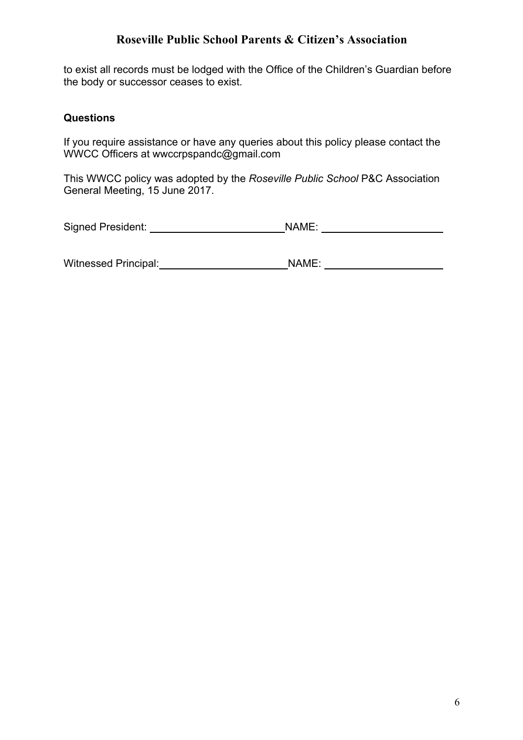to exist all records must be lodged with the Office of the Children's Guardian before the body or successor ceases to exist.

**Questions**

If you require assistance or have any queries about this policy please contact the WWCC Officers at wwccrpspandc@gmail.com

This WWCC policy was adopted by the *Roseville Public School* P&C Association General Meeting, 15 June 2017.

Signed President: ______________________ NAME: ____________________

Witnessed Principal: ____________________ NAME: ____________________